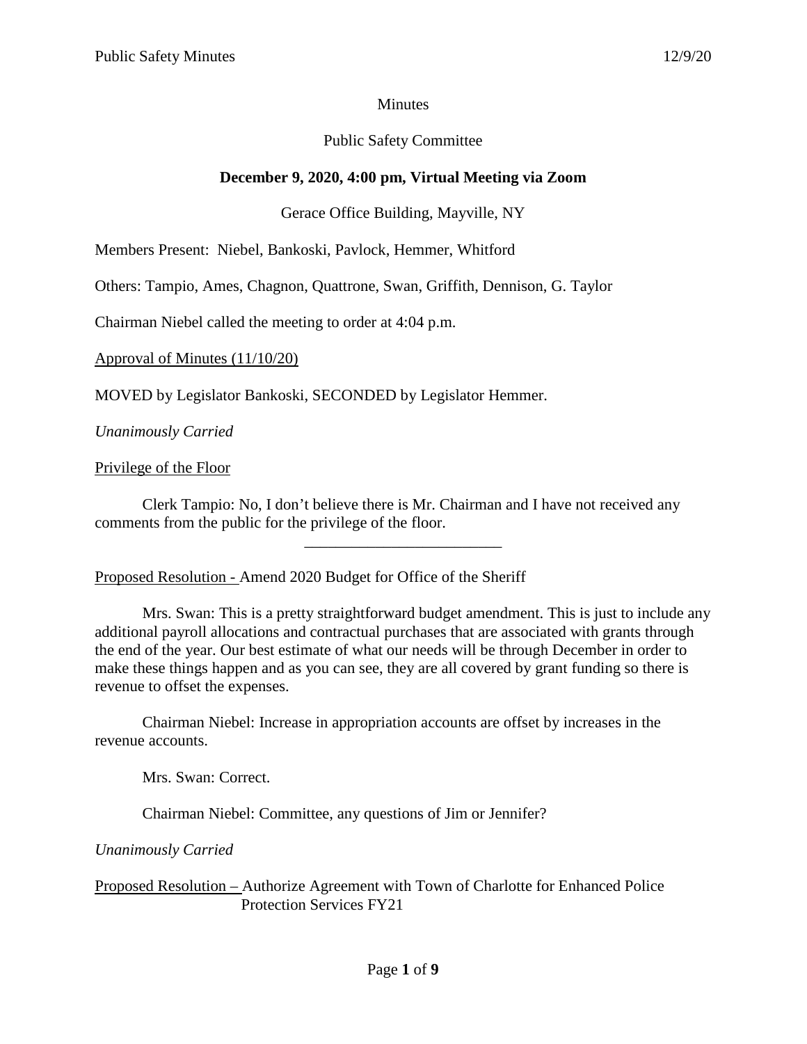Minutes

Public Safety Committee

**December 9, 2020, 4:00 pm, Virtual Meeting via Zoom**

Gerace Office Building, Mayville, NY

Members Present: Niebel, Bankoski, Pavlock, Hemmer, Whitford

Others: Tampio, Ames, Chagnon, Quattrone, Swan, Griffith, Dennison, G. Taylor

Chairman Niebel called the meeting to order at 4:04 p.m.

Approval of Minutes (11/10/20)

MOVED by Legislator Bankoski, SECONDED by Legislator Hemmer.

*Unanimously Carried*

Privilege of the Floor

Clerk Tampio: No, I don't believe there is Mr. Chairman and I have not received any comments from the public for the privilege of the floor.

---

Proposed Resolution - Amend 2020 Budget for Office of the Sheriff

Mrs. Swan: This is a pretty straightforward budget amendment. This is just to include any additional payroll allocations and contractual purchases that are associated with grants through the end of the year. Our best estimate of what our needs will be through December in order to make these things happen and as you can see, they are all covered by grant funding so there is revenue to offset the expenses.

Chairman Niebel: Increase in appropriation accounts are offset by increases in the revenue accounts.

Mrs. Swan: Correct.

Chairman Niebel: Committee, any questions of Jim or Jennifer?

*Unanimously Carried*

Proposed Resolution – Authorize Agreement with Town of Charlotte for Enhanced Police Protection Services FY21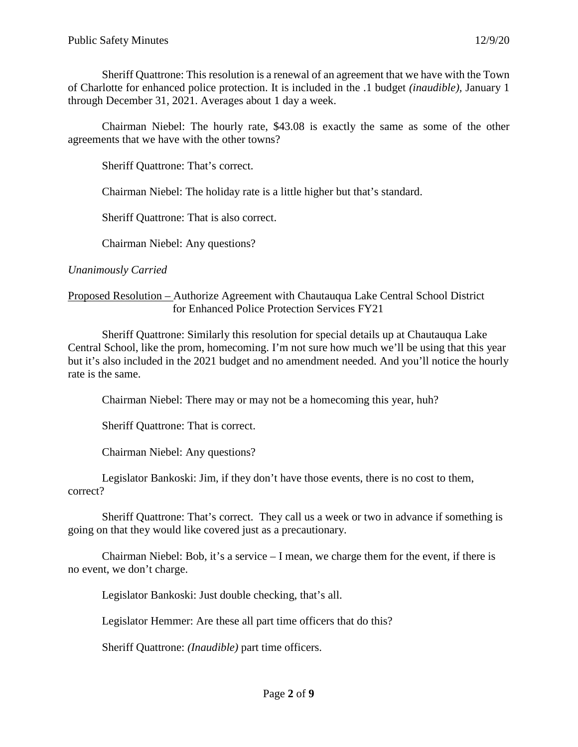Sheriff Quattrone: This resolution is a renewal of an agreement that we have with the Town of Charlotte for enhanced police protection. It is included in the .1 budget *(inaudible),* January 1 through December 31, 2021. Averages about 1 day a week.

Chairman Niebel: The hourly rate, $43.08 is exactly the same as some of the other agreements that we have with the other towns?

Sheriff Quattrone: That's correct.

Chairman Niebel: The holiday rate is a little higher but that's standard.

Sheriff Quattrone: That is also correct.

Chairman Niebel: Any questions?

*Unanimously Carried*

<u>Proposed Resolution –</u> Authorize Agreement with Chautauqua Lake Central School District for Enhanced Police Protection Services FY21

Sheriff Quattrone: Similarly this resolution for special details up at Chautauqua Lake Central School, like the prom, homecoming. I'm not sure how much we'll be using that this year but it's also included in the 2021 budget and no amendment needed. And you'll notice the hourly rate is the same.

Chairman Niebel: There may or may not be a homecoming this year, huh?

Sheriff Quattrone: That is correct.

Chairman Niebel: Any questions?

Legislator Bankoski: Jim, if they don't have those events, there is no cost to them, correct?

Sheriff Quattrone: That's correct. They call us a week or two in advance if something is going on that they would like covered just as a precautionary.

Chairman Niebel: Bob, it's a service – I mean, we charge them for the event, if there is no event, we don't charge.

Legislator Bankoski: Just double checking, that's all.

Legislator Hemmer: Are these all part time officers that do this?

Sheriff Quattrone: *(Inaudible)* part time officers.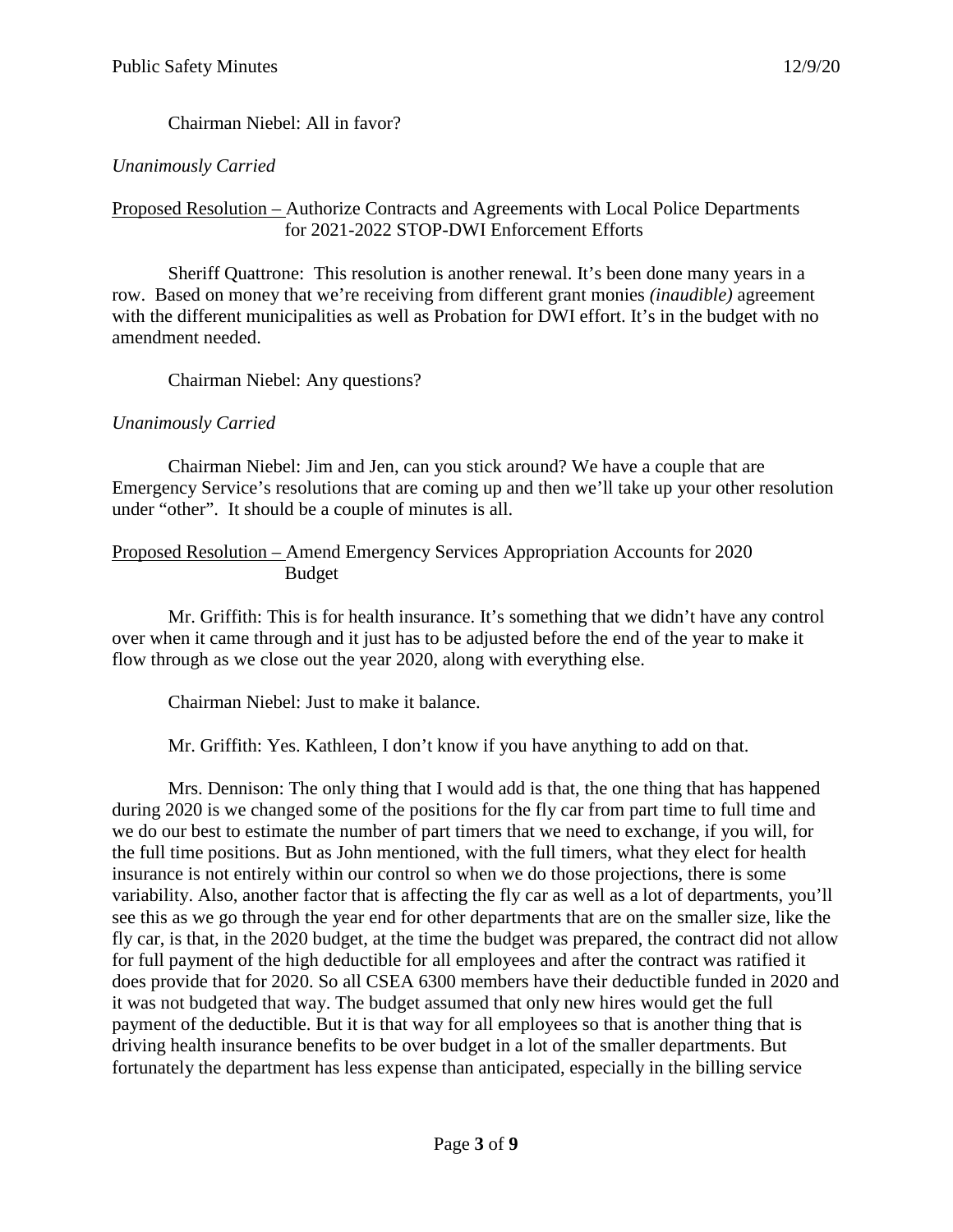Chairman Niebel: All in favor?

*Unanimously Carried*

Proposed Resolution – Authorize Contracts and Agreements with Local Police Departments for 2021-2022 STOP-DWI Enforcement Efforts

Sheriff Quattrone: This resolution is another renewal. It's been done many years in a row. Based on money that we're receiving from different grant monies *(inaudible)* agreement with the different municipalities as well as Probation for DWI effort. It's in the budget with no amendment needed.

Chairman Niebel: Any questions?

*Unanimously Carried*

Chairman Niebel: Jim and Jen, can you stick around? We have a couple that are Emergency Service's resolutions that are coming up and then we'll take up your other resolution under "other". It should be a couple of minutes is all.

Proposed Resolution – Amend Emergency Services Appropriation Accounts for 2020 Budget

Mr. Griffith: This is for health insurance. It's something that we didn't have any control over when it came through and it just has to be adjusted before the end of the year to make it flow through as we close out the year 2020, along with everything else.

Chairman Niebel: Just to make it balance.

Mr. Griffith: Yes. Kathleen, I don't know if you have anything to add on that.

Mrs. Dennison: The only thing that I would add is that, the one thing that has happened during 2020 is we changed some of the positions for the fly car from part time to full time and we do our best to estimate the number of part timers that we need to exchange, if you will, for the full time positions. But as John mentioned, with the full timers, what they elect for health insurance is not entirely within our control so when we do those projections, there is some variability. Also, another factor that is affecting the fly car as well as a lot of departments, you'll see this as we go through the year end for other departments that are on the smaller size, like the fly car, is that, in the 2020 budget, at the time the budget was prepared, the contract did not allow for full payment of the high deductible for all employees and after the contract was ratified it does provide that for 2020. So all CSEA 6300 members have their deductible funded in 2020 and it was not budgeted that way. The budget assumed that only new hires would get the full payment of the deductible. But it is that way for all employees so that is another thing that is driving health insurance benefits to be over budget in a lot of the smaller departments. But fortunately the department has less expense than anticipated, especially in the billing service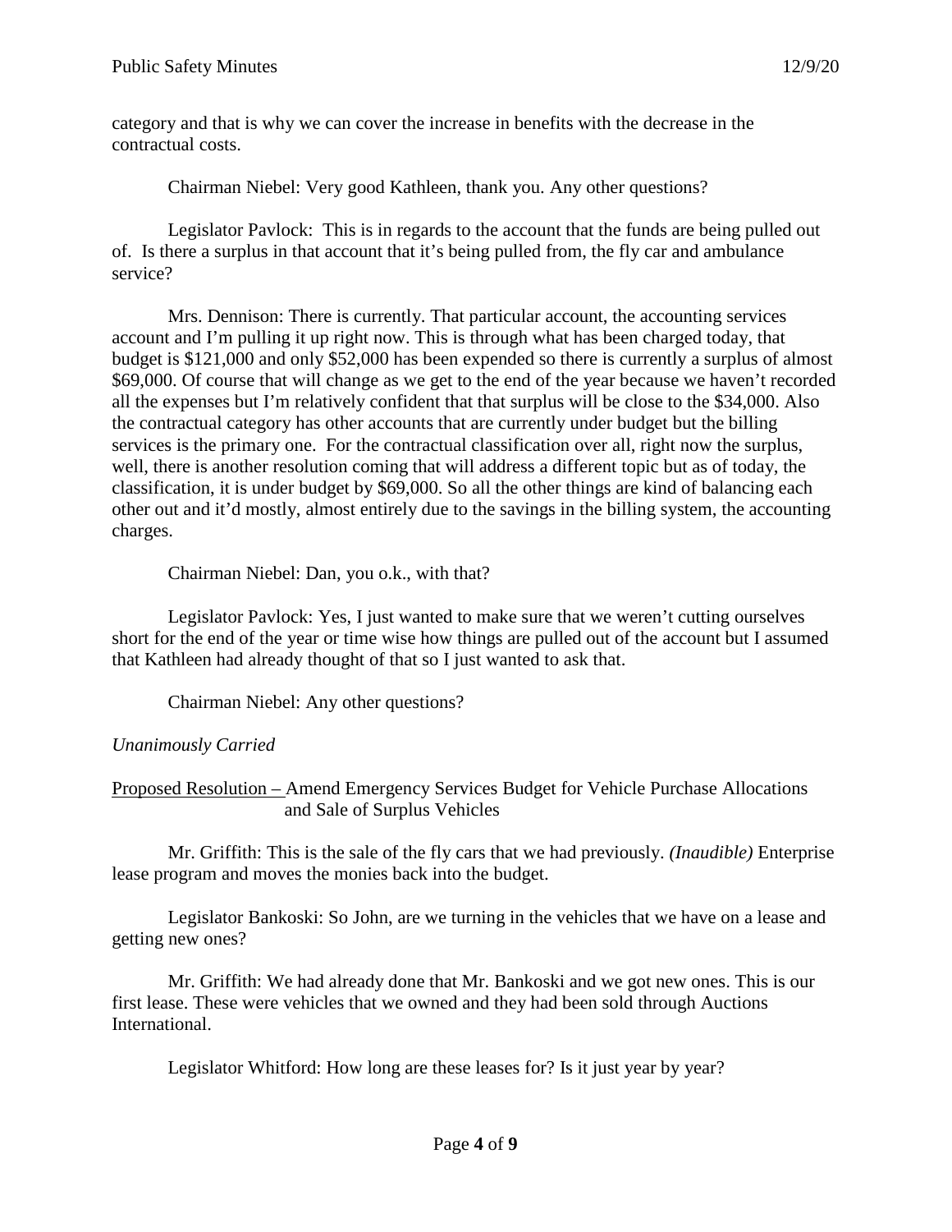category and that is why we can cover the increase in benefits with the decrease in the contractual costs.

Chairman Niebel: Very good Kathleen, thank you. Any other questions?

Legislator Pavlock: This is in regards to the account that the funds are being pulled out of. Is there a surplus in that account that it's being pulled from, the fly car and ambulance service?

Mrs. Dennison: There is currently. That particular account, the accounting services account and I'm pulling it up right now. This is through what has been charged today, that budget is $121,000 and only $52,000 has been expended so there is currently a surplus of almost $69,000. Of course that will change as we get to the end of the year because we haven't recorded all the expenses but I'm relatively confident that that surplus will be close to the $34,000. Also the contractual category has other accounts that are currently under budget but the billing services is the primary one. For the contractual classification over all, right now the surplus, well, there is another resolution coming that will address a different topic but as of today, the classification, it is under budget by $69,000. So all the other things are kind of balancing each other out and it'd mostly, almost entirely due to the savings in the billing system, the accounting charges.

Chairman Niebel: Dan, you o.k., with that?

Legislator Pavlock: Yes, I just wanted to make sure that we weren't cutting ourselves short for the end of the year or time wise how things are pulled out of the account but I assumed that Kathleen had already thought of that so I just wanted to ask that.

Chairman Niebel: Any other questions?

*Unanimously Carried*

Proposed Resolution – Amend Emergency Services Budget for Vehicle Purchase Allocations and Sale of Surplus Vehicles

Mr. Griffith: This is the sale of the fly cars that we had previously. *(Inaudible)* Enterprise lease program and moves the monies back into the budget.

Legislator Bankoski: So John, are we turning in the vehicles that we have on a lease and getting new ones?

Mr. Griffith: We had already done that Mr. Bankoski and we got new ones. This is our first lease. These were vehicles that we owned and they had been sold through Auctions International.

Legislator Whitford: How long are these leases for? Is it just year by year?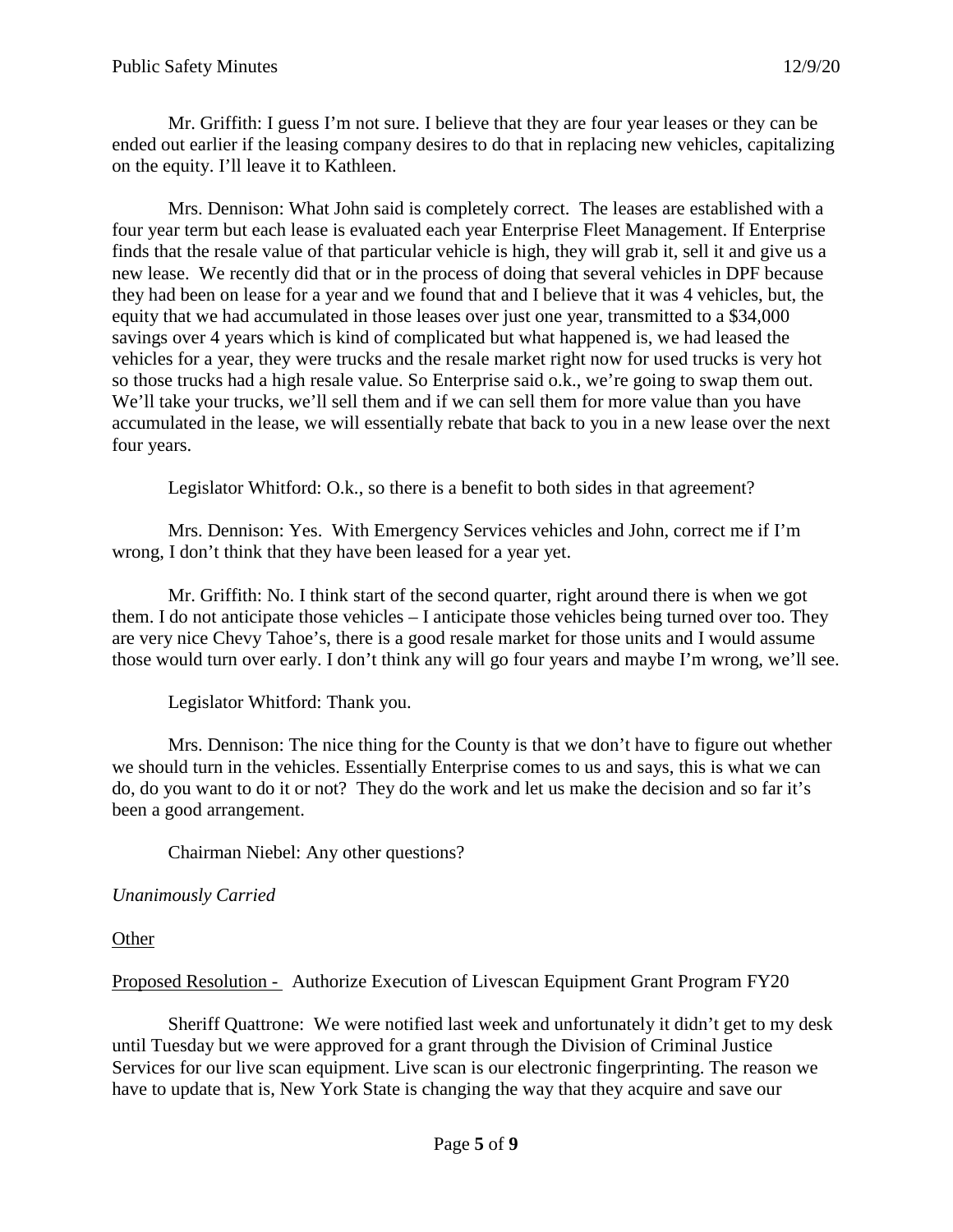Mr. Griffith: I guess I'm not sure. I believe that they are four year leases or they can be ended out earlier if the leasing company desires to do that in replacing new vehicles, capitalizing on the equity. I'll leave it to Kathleen.

Mrs. Dennison: What John said is completely correct. The leases are established with a four year term but each lease is evaluated each year Enterprise Fleet Management. If Enterprise finds that the resale value of that particular vehicle is high, they will grab it, sell it and give us a new lease. We recently did that or in the process of doing that several vehicles in DPF because they had been on lease for a year and we found that and I believe that it was 4 vehicles, but, the equity that we had accumulated in those leases over just one year, transmitted to a $34,000 savings over 4 years which is kind of complicated but what happened is, we had leased the vehicles for a year, they were trucks and the resale market right now for used trucks is very hot so those trucks had a high resale value. So Enterprise said o.k., we're going to swap them out. We'll take your trucks, we'll sell them and if we can sell them for more value than you have accumulated in the lease, we will essentially rebate that back to you in a new lease over the next four years.

Legislator Whitford: O.k., so there is a benefit to both sides in that agreement?

Mrs. Dennison: Yes. With Emergency Services vehicles and John, correct me if I'm wrong, I don't think that they have been leased for a year yet.

Mr. Griffith: No. I think start of the second quarter, right around there is when we got them. I do not anticipate those vehicles – I anticipate those vehicles being turned over too. They are very nice Chevy Tahoe's, there is a good resale market for those units and I would assume those would turn over early. I don't think any will go four years and maybe I'm wrong, we'll see.

Legislator Whitford: Thank you.

Mrs. Dennison: The nice thing for the County is that we don't have to figure out whether we should turn in the vehicles. Essentially Enterprise comes to us and says, this is what we can do, do you want to do it or not? They do the work and let us make the decision and so far it's been a good arrangement.

Chairman Niebel: Any other questions?

*Unanimously Carried*

<u>Other</u>

<u>Proposed Resolution -</u> Authorize Execution of Livescan Equipment Grant Program FY20

Sheriff Quattrone: We were notified last week and unfortunately it didn't get to my desk until Tuesday but we were approved for a grant through the Division of Criminal Justice Services for our live scan equipment. Live scan is our electronic fingerprinting. The reason we have to update that is, New York State is changing the way that they acquire and save our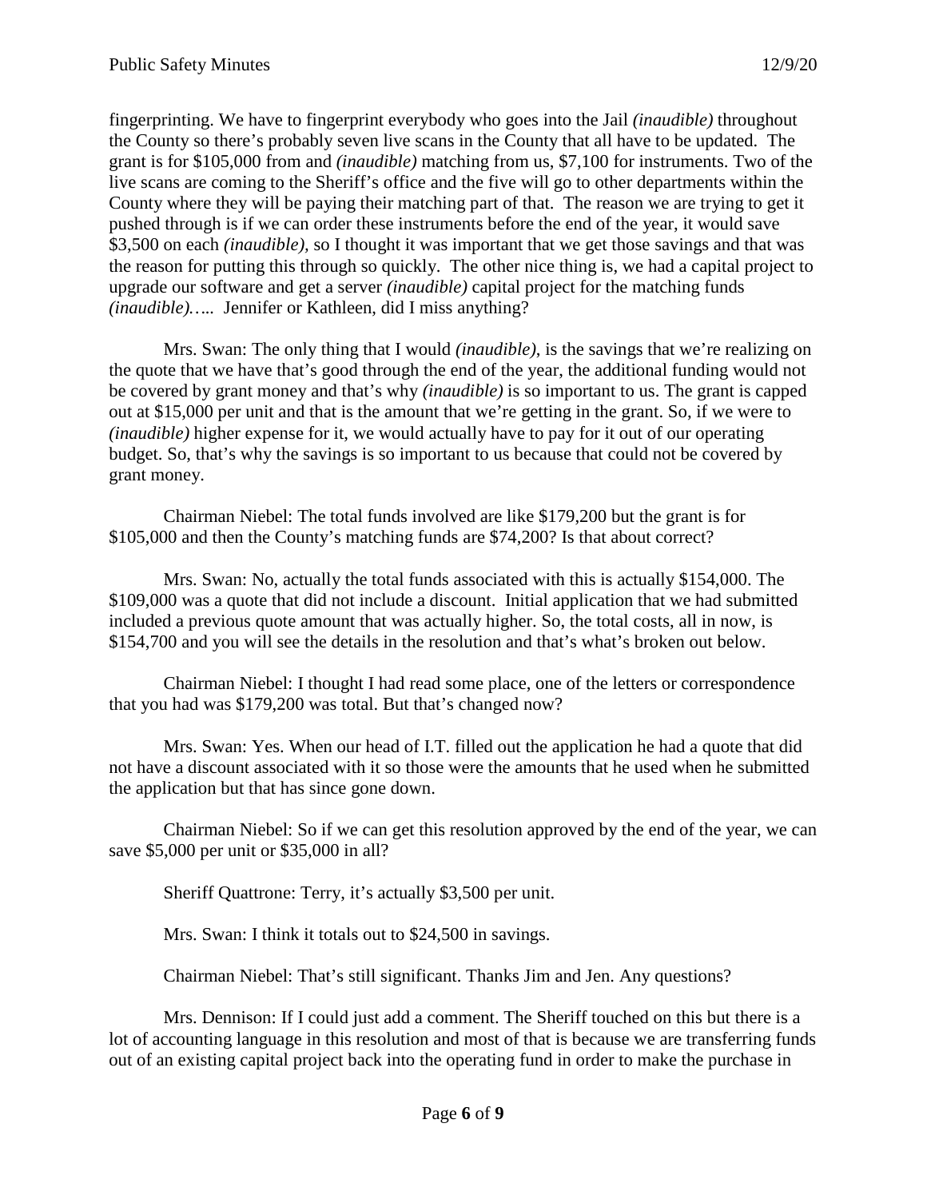fingerprinting. We have to fingerprint everybody who goes into the Jail *(inaudible)* throughout the County so there's probably seven live scans in the County that all have to be updated. The grant is for $105,000 from and *(inaudible)* matching from us, $7,100 for instruments. Two of the live scans are coming to the Sheriff's office and the five will go to other departments within the County where they will be paying their matching part of that. The reason we are trying to get it pushed through is if we can order these instruments before the end of the year, it would save $3,500 on each *(inaudible)*, so I thought it was important that we get those savings and that was the reason for putting this through so quickly. The other nice thing is, we had a capital project to upgrade our software and get a server *(inaudible)* capital project for the matching funds *(inaudible)*….. Jennifer or Kathleen, did I miss anything?

Mrs. Swan: The only thing that I would *(inaudible)*, is the savings that we're realizing on the quote that we have that's good through the end of the year, the additional funding would not be covered by grant money and that's why *(inaudible)* is so important to us. The grant is capped out at $15,000 per unit and that is the amount that we're getting in the grant. So, if we were to *(inaudible)* higher expense for it, we would actually have to pay for it out of our operating budget. So, that's why the savings is so important to us because that could not be covered by grant money.

Chairman Niebel: The total funds involved are like $179,200 but the grant is for $105,000 and then the County's matching funds are $74,200? Is that about correct?

Mrs. Swan: No, actually the total funds associated with this is actually $154,000. The $109,000 was a quote that did not include a discount. Initial application that we had submitted included a previous quote amount that was actually higher. So, the total costs, all in now, is $154,700 and you will see the details in the resolution and that's what's broken out below.

Chairman Niebel: I thought I had read some place, one of the letters or correspondence that you had was $179,200 was total. But that's changed now?

Mrs. Swan: Yes. When our head of I.T. filled out the application he had a quote that did not have a discount associated with it so those were the amounts that he used when he submitted the application but that has since gone down.

Chairman Niebel: So if we can get this resolution approved by the end of the year, we can save $5,000 per unit or $35,000 in all?

Sheriff Quattrone: Terry, it's actually $3,500 per unit.

Mrs. Swan: I think it totals out to $24,500 in savings.

Chairman Niebel: That's still significant. Thanks Jim and Jen. Any questions?

Mrs. Dennison: If I could just add a comment. The Sheriff touched on this but there is a lot of accounting language in this resolution and most of that is because we are transferring funds out of an existing capital project back into the operating fund in order to make the purchase in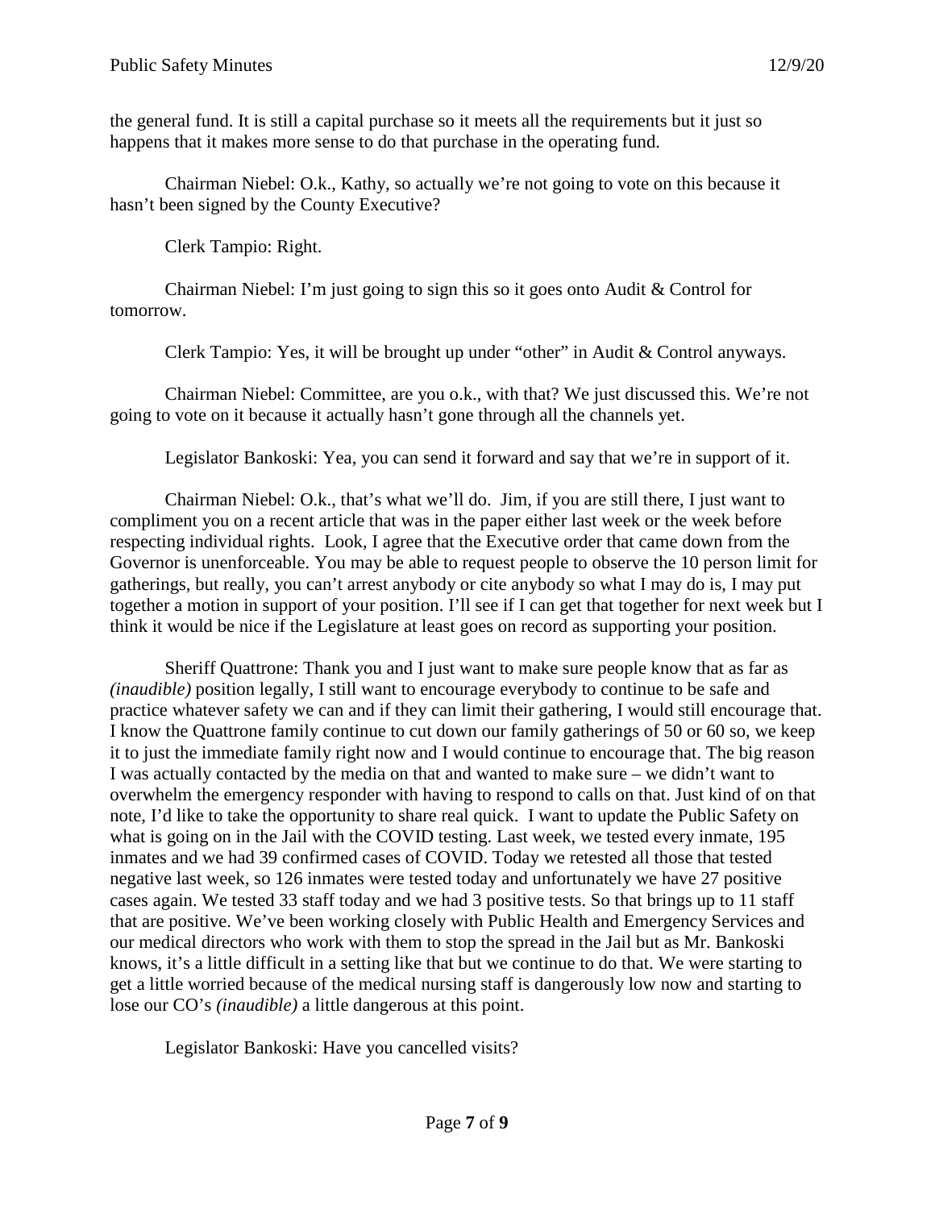the general fund. It is still a capital purchase so it meets all the requirements but it just so happens that it makes more sense to do that purchase in the operating fund.

Chairman Niebel: O.k., Kathy, so actually we're not going to vote on this because it hasn't been signed by the County Executive?

Clerk Tampio: Right.

Chairman Niebel: I'm just going to sign this so it goes onto Audit & Control for tomorrow.

Clerk Tampio: Yes, it will be brought up under "other" in Audit & Control anyways.

Chairman Niebel: Committee, are you o.k., with that? We just discussed this. We're not going to vote on it because it actually hasn't gone through all the channels yet.

Legislator Bankoski: Yea, you can send it forward and say that we're in support of it.

Chairman Niebel: O.k., that's what we'll do. Jim, if you are still there, I just want to compliment you on a recent article that was in the paper either last week or the week before respecting individual rights. Look, I agree that the Executive order that came down from the Governor is unenforceable. You may be able to request people to observe the 10 person limit for gatherings, but really, you can't arrest anybody or cite anybody so what I may do is, I may put together a motion in support of your position. I'll see if I can get that together for next week but I think it would be nice if the Legislature at least goes on record as supporting your position.

Sheriff Quattrone: Thank you and I just want to make sure people know that as far as *(inaudible)* position legally, I still want to encourage everybody to continue to be safe and practice whatever safety we can and if they can limit their gathering, I would still encourage that. I know the Quattrone family continue to cut down our family gatherings of 50 or 60 so, we keep it to just the immediate family right now and I would continue to encourage that. The big reason I was actually contacted by the media on that and wanted to make sure – we didn't want to overwhelm the emergency responder with having to respond to calls on that. Just kind of on that note, I'd like to take the opportunity to share real quick. I want to update the Public Safety on what is going on in the Jail with the COVID testing. Last week, we tested every inmate, 195 inmates and we had 39 confirmed cases of COVID. Today we retested all those that tested negative last week, so 126 inmates were tested today and unfortunately we have 27 positive cases again. We tested 33 staff today and we had 3 positive tests. So that brings up to 11 staff that are positive. We've been working closely with Public Health and Emergency Services and our medical directors who work with them to stop the spread in the Jail but as Mr. Bankoski knows, it's a little difficult in a setting like that but we continue to do that. We were starting to get a little worried because of the medical nursing staff is dangerously low now and starting to lose our CO's *(inaudible)* a little dangerous at this point.

Legislator Bankoski: Have you cancelled visits?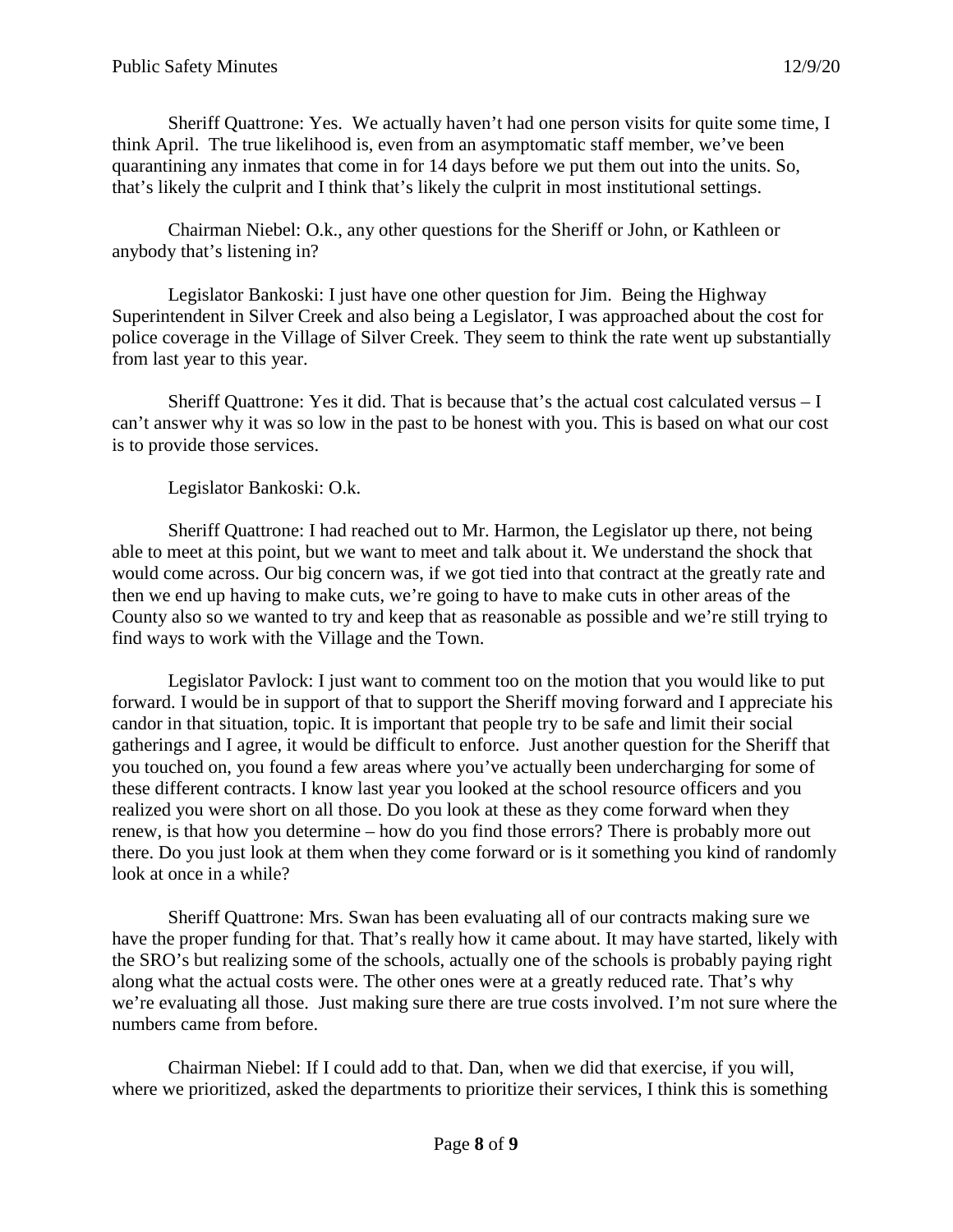Sheriff Quattrone: Yes. We actually haven't had one person visits for quite some time, I think April. The true likelihood is, even from an asymptomatic staff member, we've been quarantining any inmates that come in for 14 days before we put them out into the units. So, that's likely the culprit and I think that's likely the culprit in most institutional settings.

Chairman Niebel: O.k., any other questions for the Sheriff or John, or Kathleen or anybody that's listening in?

Legislator Bankoski: I just have one other question for Jim. Being the Highway Superintendent in Silver Creek and also being a Legislator, I was approached about the cost for police coverage in the Village of Silver Creek. They seem to think the rate went up substantially from last year to this year.

Sheriff Quattrone: Yes it did. That is because that's the actual cost calculated versus – I can't answer why it was so low in the past to be honest with you. This is based on what our cost is to provide those services.

Legislator Bankoski: O.k.

Sheriff Quattrone: I had reached out to Mr. Harmon, the Legislator up there, not being able to meet at this point, but we want to meet and talk about it. We understand the shock that would come across. Our big concern was, if we got tied into that contract at the greatly rate and then we end up having to make cuts, we're going to have to make cuts in other areas of the County also so we wanted to try and keep that as reasonable as possible and we're still trying to find ways to work with the Village and the Town.

Legislator Pavlock: I just want to comment too on the motion that you would like to put forward. I would be in support of that to support the Sheriff moving forward and I appreciate his candor in that situation, topic. It is important that people try to be safe and limit their social gatherings and I agree, it would be difficult to enforce. Just another question for the Sheriff that you touched on, you found a few areas where you've actually been undercharging for some of these different contracts. I know last year you looked at the school resource officers and you realized you were short on all those. Do you look at these as they come forward when they renew, is that how you determine – how do you find those errors? There is probably more out there. Do you just look at them when they come forward or is it something you kind of randomly look at once in a while?

Sheriff Quattrone: Mrs. Swan has been evaluating all of our contracts making sure we have the proper funding for that. That's really how it came about. It may have started, likely with the SRO's but realizing some of the schools, actually one of the schools is probably paying right along what the actual costs were. The other ones were at a greatly reduced rate. That's why we're evaluating all those. Just making sure there are true costs involved. I'm not sure where the numbers came from before.

Chairman Niebel: If I could add to that. Dan, when we did that exercise, if you will, where we prioritized, asked the departments to prioritize their services, I think this is something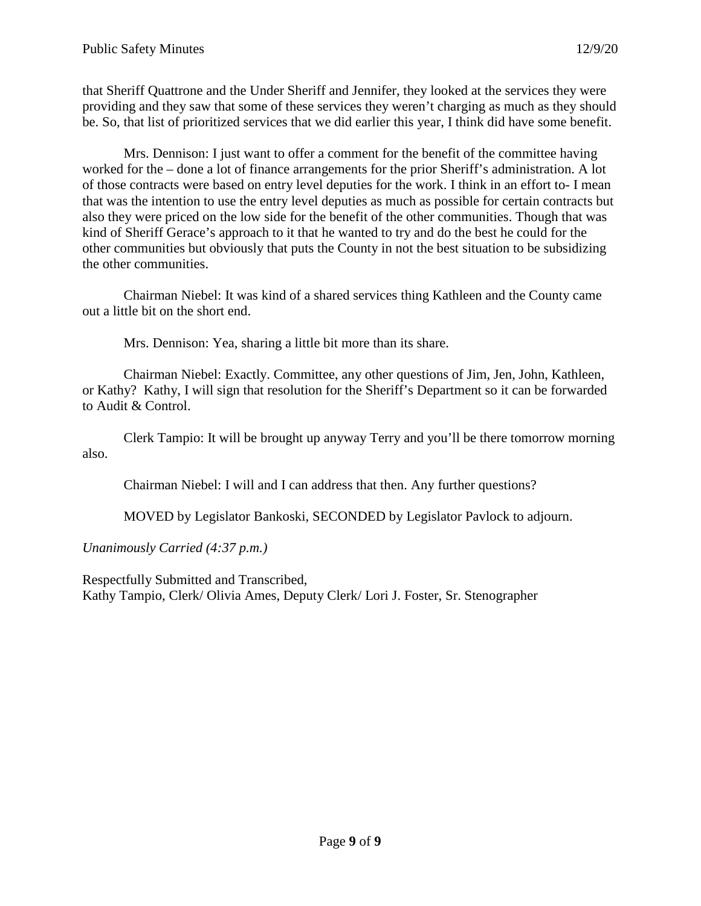that Sheriff Quattrone and the Under Sheriff and Jennifer, they looked at the services they were providing and they saw that some of these services they weren't charging as much as they should be. So, that list of prioritized services that we did earlier this year, I think did have some benefit.

Mrs. Dennison: I just want to offer a comment for the benefit of the committee having worked for the – done a lot of finance arrangements for the prior Sheriff's administration. A lot of those contracts were based on entry level deputies for the work. I think in an effort to- I mean that was the intention to use the entry level deputies as much as possible for certain contracts but also they were priced on the low side for the benefit of the other communities. Though that was kind of Sheriff Gerace's approach to it that he wanted to try and do the best he could for the other communities but obviously that puts the County in not the best situation to be subsidizing the other communities.

Chairman Niebel: It was kind of a shared services thing Kathleen and the County came out a little bit on the short end.

Mrs. Dennison: Yea, sharing a little bit more than its share.

Chairman Niebel: Exactly. Committee, any other questions of Jim, Jen, John, Kathleen, or Kathy? Kathy, I will sign that resolution for the Sheriff's Department so it can be forwarded to Audit & Control.

Clerk Tampio: It will be brought up anyway Terry and you'll be there tomorrow morning also.

Chairman Niebel: I will and I can address that then. Any further questions?

MOVED by Legislator Bankoski, SECONDED by Legislator Pavlock to adjourn.

*Unanimously Carried (4:37 p.m.)*

Respectfully Submitted and Transcribed,
Kathy Tampio, Clerk/ Olivia Ames, Deputy Clerk/ Lori J. Foster, Sr. Stenographer